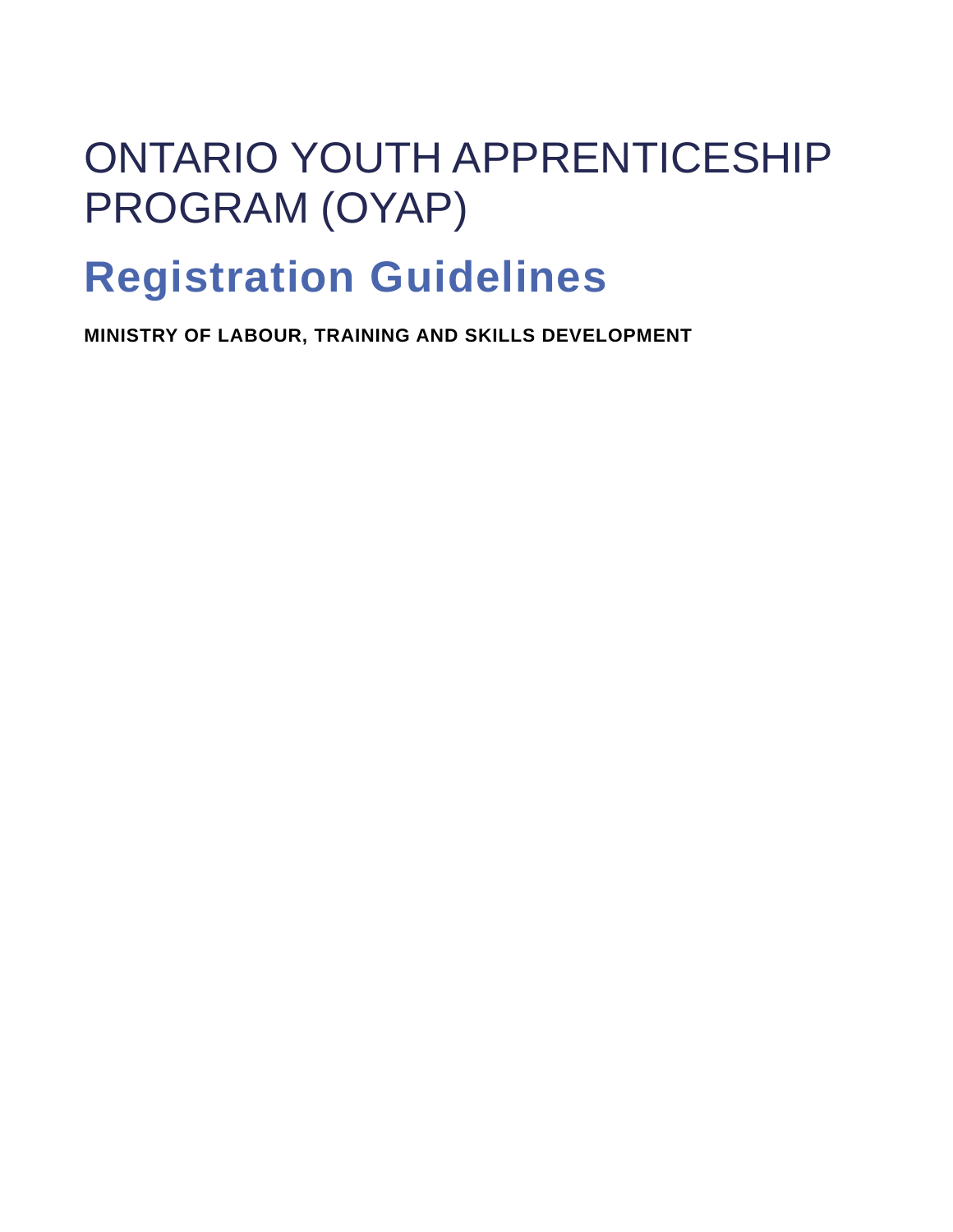# ONTARIO YOUTH APPRENTICESHIP PROGRAM (OYAP)

## Registration Guidelines

**MINISTRY OF LABOUR, TRAINING AND SKILLS DEVELOPMENT**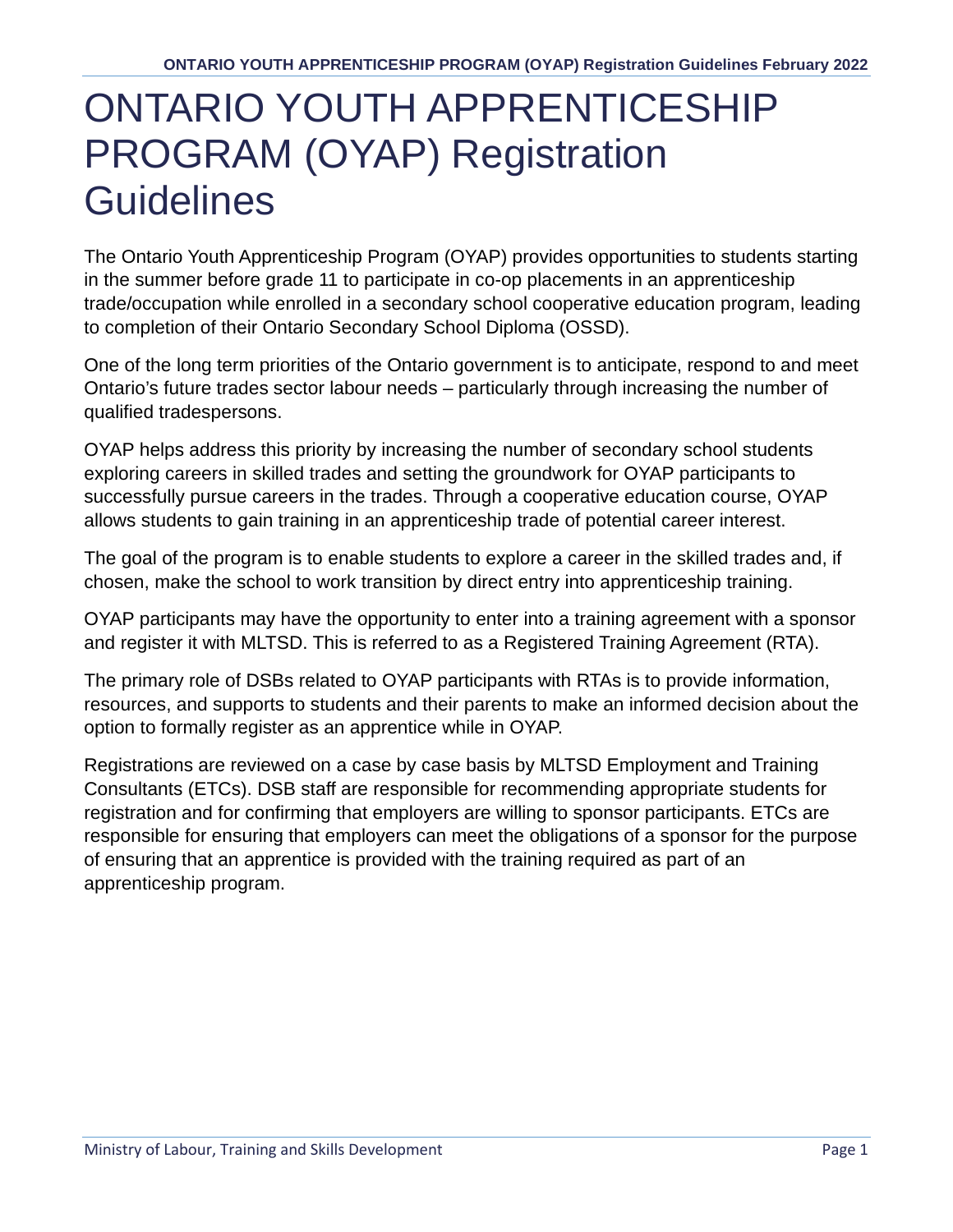# ONTARIO YOUTH APPRENTICESHIP PROGRAM (OYAP) Registration Guidelines

The Ontario Youth Apprenticeship Program (OYAP) provides opportunities to students starting in the summer before grade 11 to participate in co-op placements in an apprenticeship trade/occupation while enrolled in a secondary school cooperative education program, leading to completion of their Ontario Secondary School Diploma (OSSD).

One of the long term priorities of the Ontario government is to anticipate, respond to and meet Ontario's future trades sector labour needs – particularly through increasing the number of qualified tradespersons.

OYAP helps address this priority by increasing the number of secondary school students exploring careers in skilled trades and setting the groundwork for OYAP participants to successfully pursue careers in the trades. Through a cooperative education course, OYAP allows students to gain training in an apprenticeship trade of potential career interest.

The goal of the program is to enable students to explore a career in the skilled trades and, if chosen, make the school to work transition by direct entry into apprenticeship training.

OYAP participants may have the opportunity to enter into a training agreement with a sponsor and register it with MLTSD. This is referred to as a Registered Training Agreement (RTA).

The primary role of DSBs related to OYAP participants with RTAs is to provide information, resources, and supports to students and their parents to make an informed decision about the option to formally register as an apprentice while in OYAP.

Registrations are reviewed on a case by case basis by MLTSD Employment and Training Consultants (ETCs). DSB staff are responsible for recommending appropriate students for registration and for confirming that employers are willing to sponsor participants. ETCs are responsible for ensuring that employers can meet the obligations of a sponsor for the purpose of ensuring that an apprentice is provided with the training required as part of an apprenticeship program.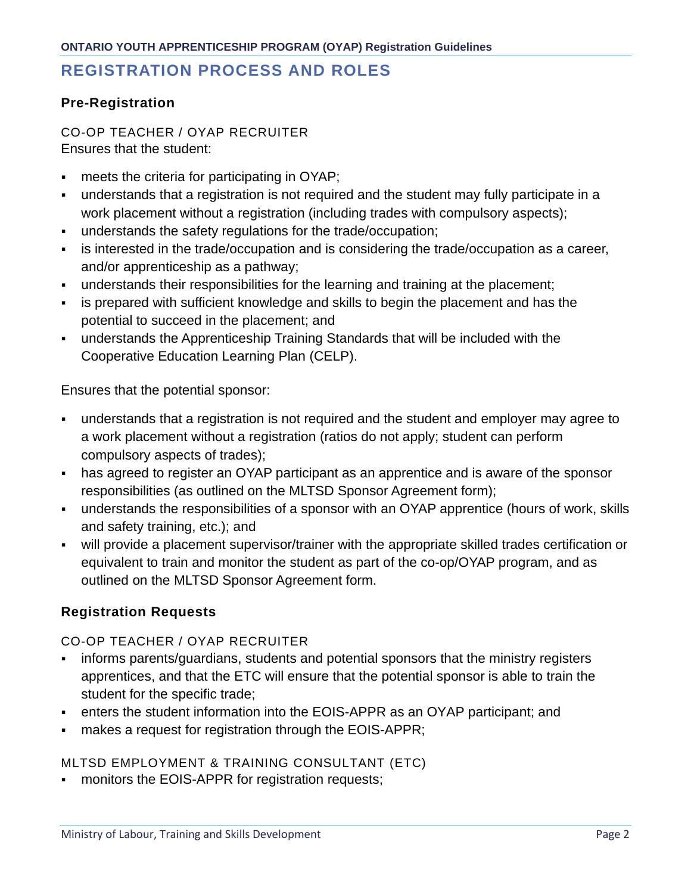## REGISTRATION PROCESS AND ROLES

### Pre-Registration

CO-OP TEACHER / OYAP RECRUITER

Ensures that the student:

- meets the criteria for participating in OYAP;
- understands that a registration is not required and the student may fully participate in a work placement without a registration (including trades with compulsory aspects);
- understands the safety regulations for the trade/occupation;
- is interested in the trade/occupation and is considering the trade/occupation as a career, and/or apprenticeship as a pathway;
- understands their responsibilities for the learning and training at the placement;
- is prepared with sufficient knowledge and skills to begin the placement and has the potential to succeed in the placement; and
- understands the Apprenticeship Training Standards that will be included with the Cooperative Education Learning Plan (CELP).

Ensures that the potential sponsor:

- understands that a registration is not required and the student and employer may agree to a work placement without a registration (ratios do not apply; student can perform compulsory aspects of trades);
- has agreed to register an OYAP participant as an apprentice and is aware of the sponsor responsibilities (as outlined on the MLTSD Sponsor Agreement form);
- understands the responsibilities of a sponsor with an OYAP apprentice (hours of work, skills and safety training, etc.); and
- will provide a placement supervisor/trainer with the appropriate skilled trades certification or equivalent to train and monitor the student as part of the co-op/OYAP program, and as outlined on the MLTSD Sponsor Agreement form.

### Registration Requests

CO-OP TEACHER / OYAP RECRUITER

- informs parents/guardians, students and potential sponsors that the ministry registers apprentices, and that the ETC will ensure that the potential sponsor is able to train the student for the specific trade;
- enters the student information into the EOIS-APPR as an OYAP participant; and
- makes a request for registration through the EOIS-APPR;

MLTSD EMPLOYMENT & TRAINING CONSULTANT (ETC)

- monitors the EOIS-APPR for registration requests;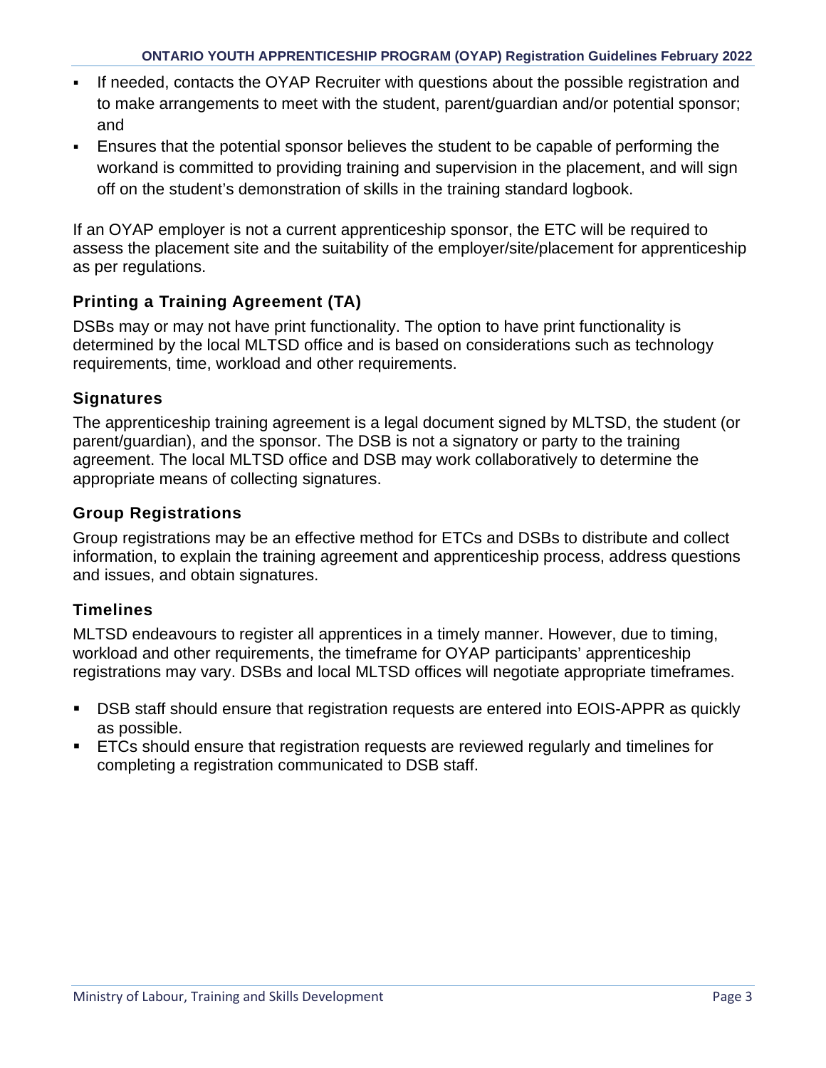- If needed, contacts the OYAP Recruiter with questions about the possible registration and to make arrangements to meet with the student, parent/guardian and/or potential sponsor; and
- Ensures that the potential sponsor believes the student to be capable of performing the workand is committed to providing training and supervision in the placement, and will sign off on the student's demonstration of skills in the training standard logbook.

If an OYAP employer is not a current apprenticeship sponsor, the ETC will be required to assess the placement site and the suitability of the employer/site/placement for apprenticeship as per regulations.

### Printing a Training Agreement (TA)

DSBs may or may not have print functionality. The option to have print functionality is determined by the local MLTSD office and is based on considerations such as technology requirements, time, workload and other requirements.

### Signatures

The apprenticeship training agreement is a legal document signed by MLTSD, the student (or parent/guardian), and the sponsor. The DSB is not a signatory or party to the training agreement. The local MLTSD office and DSB may work collaboratively to determine the appropriate means of collecting signatures.

### Group Registrations

Group registrations may be an effective method for ETCs and DSBs to distribute and collect information, to explain the training agreement and apprenticeship process, address questions and issues, and obtain signatures.

### Timelines

MLTSD endeavours to register all apprentices in a timely manner. However, due to timing, workload and other requirements, the timeframe for OYAP participants' apprenticeship registrations may vary. DSBs and local MLTSD offices will negotiate appropriate timeframes.

- DSB staff should ensure that registration requests are entered into EOIS-APPR as quickly as possible.
- ETCs should ensure that registration requests are reviewed regularly and timelines for completing a registration communicated to DSB staff.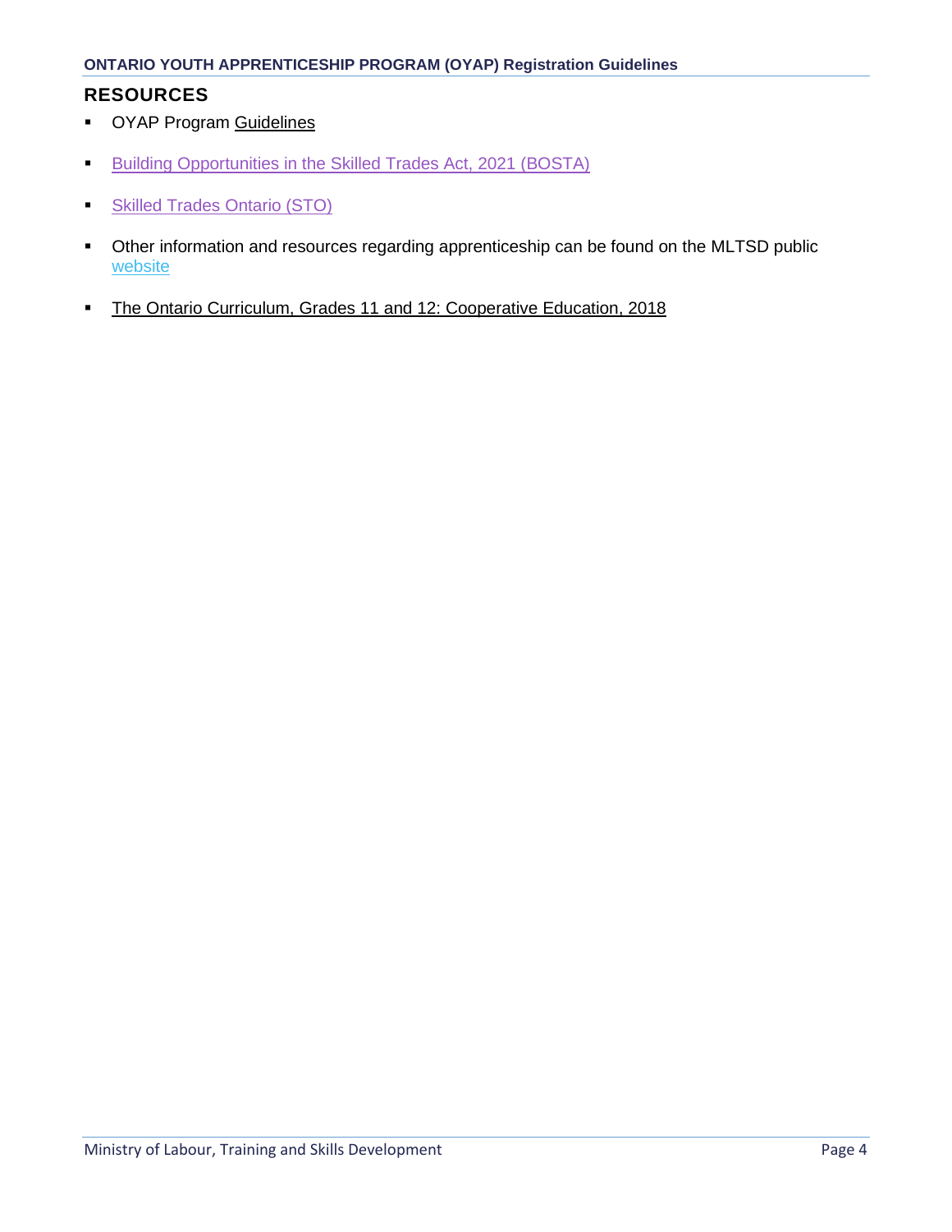## RESOURCES

- OYAP Program Guidelines
- Building Opportunities in the Skilled Trades Act, 2021 (BOSTA)
- Skilled Trades Ontario (STO)
- Other information and resources regarding apprenticeship can be found on the MLTSD public website
- The Ontario Curriculum, Grades 11 and 12: Cooperative Education, 2018